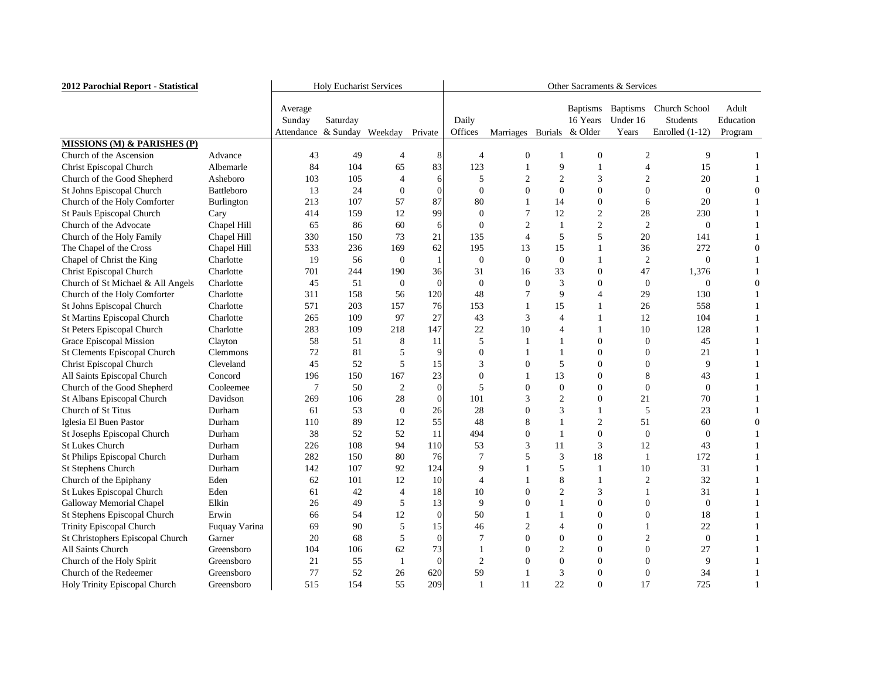| 2012 Parochial Report - Statistical | | Holy Eucharist Services | | | | Other Sacraments & Services | | | | | | |
|---|---|---|---|---|---|---|---|---|---|---|---|---|
| | | Average Sunday Attendance | Saturday & Sunday | Weekday | Private | Daily Offices | Marriages | Burials | Baptisms 16 Years & Older | Baptisms Under 16 Years | Church School Students Enrolled (1-12) | Adult Education Program |
| **MISSIONS (M) & PARISHES (P)** | | | | | | | | | | | | |
| Church of the Ascension | Advance | 43 | 49 | 4 | 8 | 4 | 0 | 1 | 0 | 2 | 9 | 1 |
| Christ Episcopal Church | Albemarle | 84 | 104 | 65 | 83 | 123 | 1 | 9 | 1 | 4 | 15 | 1 |
| Church of the Good Shepherd | Asheboro | 103 | 105 | 4 | 6 | 5 | 2 | 2 | 3 | 2 | 20 | 1 |
| St Johns Episcopal Church | Battleboro | 13 | 24 | 0 | 0 | 0 | 0 | 0 | 0 | 0 | 0 | 0 |
| Church of the Holy Comforter | Burlington | 213 | 107 | 57 | 87 | 80 | 1 | 14 | 0 | 6 | 20 | 1 |
| St Pauls Episcopal Church | Cary | 414 | 159 | 12 | 99 | 0 | 7 | 12 | 2 | 28 | 230 | 1 |
| Church of the Advocate | Chapel Hill | 65 | 86 | 60 | 6 | 0 | 2 | 1 | 2 | 2 | 0 | 1 |
| Church of the Holy Family | Chapel Hill | 330 | 150 | 73 | 21 | 135 | 4 | 5 | 5 | 20 | 141 | 1 |
| The Chapel of the Cross | Chapel Hill | 533 | 236 | 169 | 62 | 195 | 13 | 15 | 1 | 36 | 272 | 0 |
| Chapel of Christ the King | Charlotte | 19 | 56 | 0 | 1 | 0 | 0 | 0 | 1 | 2 | 0 | 1 |
| Christ Episcopal Church | Charlotte | 701 | 244 | 190 | 36 | 31 | 16 | 33 | 0 | 47 | 1,376 | 1 |
| Church of St Michael & All Angels | Charlotte | 45 | 51 | 0 | 0 | 0 | 0 | 3 | 0 | 0 | 0 | 0 |
| Church of the Holy Comforter | Charlotte | 311 | 158 | 56 | 120 | 48 | 7 | 9 | 4 | 29 | 130 | 1 |
| St Johns Episcopal Church | Charlotte | 571 | 203 | 157 | 76 | 153 | 1 | 15 | 1 | 26 | 558 | 1 |
| St Martins Episcopal Church | Charlotte | 265 | 109 | 97 | 27 | 43 | 3 | 4 | 1 | 12 | 104 | 1 |
| St Peters Episcopal Church | Charlotte | 283 | 109 | 218 | 147 | 22 | 10 | 4 | 1 | 10 | 128 | 1 |
| Grace Episcopal Mission | Clayton | 58 | 51 | 8 | 11 | 5 | 1 | 1 | 0 | 0 | 45 | 1 |
| St Clements Episcopal Church | Clemmons | 72 | 81 | 5 | 9 | 0 | 1 | 1 | 0 | 0 | 21 | 1 |
| Christ Episcopal Church | Cleveland | 45 | 52 | 5 | 15 | 3 | 0 | 5 | 0 | 0 | 9 | 1 |
| All Saints Episcopal Church | Concord | 196 | 150 | 167 | 23 | 0 | 1 | 13 | 0 | 8 | 43 | 1 |
| Church of the Good Shepherd | Cooleemee | 7 | 50 | 2 | 0 | 5 | 0 | 0 | 0 | 0 | 0 | 1 |
| St Albans Episcopal Church | Davidson | 269 | 106 | 28 | 0 | 101 | 3 | 2 | 0 | 21 | 70 | 1 |
| Church of St Titus | Durham | 61 | 53 | 0 | 26 | 28 | 0 | 3 | 1 | 5 | 23 | 1 |
| Iglesia El Buen Pastor | Durham | 110 | 89 | 12 | 55 | 48 | 8 | 1 | 2 | 51 | 60 | 0 |
| St Josephs Episcopal Church | Durham | 38 | 52 | 52 | 11 | 494 | 0 | 1 | 0 | 0 | 0 | 1 |
| St Lukes Church | Durham | 226 | 108 | 94 | 110 | 53 | 3 | 11 | 3 | 12 | 43 | 1 |
| St Philips Episcopal Church | Durham | 282 | 150 | 80 | 76 | 7 | 5 | 3 | 18 | 1 | 172 | 1 |
| St Stephens Church | Durham | 142 | 107 | 92 | 124 | 9 | 1 | 5 | 1 | 10 | 31 | 1 |
| Church of the Epiphany | Eden | 62 | 101 | 12 | 10 | 4 | 1 | 8 | 1 | 2 | 32 | 1 |
| St Lukes Episcopal Church | Eden | 61 | 42 | 4 | 18 | 10 | 0 | 2 | 3 | 1 | 31 | 1 |
| Galloway Memorial Chapel | Elkin | 26 | 49 | 5 | 13 | 9 | 0 | 1 | 0 | 0 | 0 | 1 |
| St Stephens Episcopal Church | Erwin | 66 | 54 | 12 | 0 | 50 | 1 | 1 | 0 | 0 | 18 | 1 |
| Trinity Episcopal Church | Fuquay Varina | 69 | 90 | 5 | 15 | 46 | 2 | 4 | 0 | 1 | 22 | 1 |
| St Christophers Episcopal Church | Garner | 20 | 68 | 5 | 0 | 7 | 0 | 0 | 0 | 2 | 0 | 1 |
| All Saints Church | Greensboro | 104 | 106 | 62 | 73 | 1 | 0 | 2 | 0 | 0 | 27 | 1 |
| Church of the Holy Spirit | Greensboro | 21 | 55 | 1 | 0 | 2 | 0 | 0 | 0 | 0 | 9 | 1 |
| Church of the Redeemer | Greensboro | 77 | 52 | 26 | 620 | 59 | 1 | 3 | 0 | 0 | 34 | 1 |
| Holy Trinity Episcopal Church | Greensboro | 515 | 154 | 55 | 209 | 1 | 11 | 22 | 0 | 17 | 725 | 1 |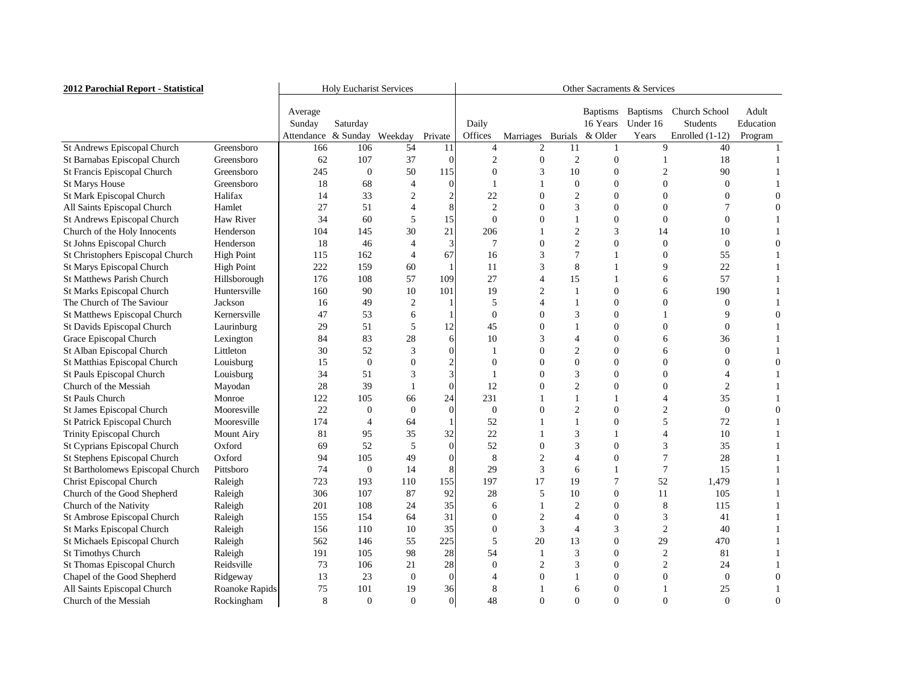**2012 Parochial Report - Statistical**

| | | Holy Eucharist Services | | | | Other Sacraments & Services | | | | | | |
|---|---|---|---|---|---|---|---|---|---|---|---|---|
| | | Average Sunday Attendance | Saturday & Sunday | Weekday | Private | Daily Offices | Marriages | Burials | Baptisms 16 Years & Older | Baptisms Under 16 Years | Church School Students Enrolled (1-12) | Adult Education Program |
| St Andrews Episcopal Church | Greensboro | 166 | 106 | 54 | 11 | 4 | 2 | 11 | 1 | 9 | 40 | 1 |
| St Barnabas Episcopal Church | Greensboro | 62 | 107 | 37 | 0 | 2 | 0 | 2 | 0 | 1 | 18 | 1 |
| St Francis Episcopal Church | Greensboro | 245 | 0 | 50 | 115 | 0 | 3 | 10 | 0 | 2 | 90 | 1 |
| St Marys House | Greensboro | 18 | 68 | 4 | 0 | 1 | 1 | 0 | 0 | 0 | 0 | 1 |
| St Mark Episcopal Church | Halifax | 14 | 33 | 2 | 2 | 22 | 0 | 2 | 0 | 0 | 0 | 0 |
| All Saints Episcopal Church | Hamlet | 27 | 51 | 4 | 8 | 2 | 0 | 3 | 0 | 0 | 7 | 0 |
| St Andrews Episcopal Church | Haw River | 34 | 60 | 5 | 15 | 0 | 0 | 1 | 0 | 0 | 0 | 1 |
| Church of the Holy Innocents | Henderson | 104 | 145 | 30 | 21 | 206 | 1 | 2 | 3 | 14 | 10 | 1 |
| St Johns Episcopal Church | Henderson | 18 | 46 | 4 | 3 | 7 | 0 | 2 | 0 | 0 | 0 | 0 |
| St Christophers Episcopal Church | High Point | 115 | 162 | 4 | 67 | 16 | 3 | 7 | 1 | 0 | 55 | 1 |
| St Marys Episcopal Church | High Point | 222 | 159 | 60 | 1 | 11 | 3 | 8 | 1 | 9 | 22 | 1 |
| St Matthews Parish Church | Hillsborough | 176 | 108 | 57 | 109 | 27 | 4 | 15 | 1 | 6 | 57 | 1 |
| St Marks Episcopal Church | Huntersville | 160 | 90 | 10 | 101 | 19 | 2 | 1 | 0 | 6 | 190 | 1 |
| The Church of The Saviour | Jackson | 16 | 49 | 2 | 1 | 5 | 4 | 1 | 0 | 0 | 0 | 1 |
| St Matthews Episcopal Church | Kernersville | 47 | 53 | 6 | 1 | 0 | 0 | 3 | 0 | 1 | 9 | 0 |
| St Davids Episcopal Church | Laurinburg | 29 | 51 | 5 | 12 | 45 | 0 | 1 | 0 | 0 | 0 | 1 |
| Grace Episcopal Church | Lexington | 84 | 83 | 28 | 6 | 10 | 3 | 4 | 0 | 6 | 36 | 1 |
| St Alban Episcopal Church | Littleton | 30 | 52 | 3 | 0 | 1 | 0 | 2 | 0 | 6 | 0 | 1 |
| St Matthias Episcopal Church | Louisburg | 15 | 0 | 0 | 2 | 0 | 0 | 0 | 0 | 0 | 0 | 0 |
| St Pauls Episcopal Church | Louisburg | 34 | 51 | 3 | 3 | 1 | 0 | 3 | 0 | 0 | 4 | 1 |
| Church of the Messiah | Mayodan | 28 | 39 | 1 | 0 | 12 | 0 | 2 | 0 | 0 | 2 | 1 |
| St Pauls Church | Monroe | 122 | 105 | 66 | 24 | 231 | 1 | 1 | 1 | 4 | 35 | 1 |
| St James Episcopal Church | Mooresville | 22 | 0 | 0 | 0 | 0 | 0 | 2 | 0 | 2 | 0 | 0 |
| St Patrick Episcopal Church | Mooresville | 174 | 4 | 64 | 1 | 52 | 1 | 1 | 0 | 5 | 72 | 1 |
| Trinity Episcopal Church | Mount Airy | 81 | 95 | 35 | 32 | 22 | 1 | 3 | 1 | 4 | 10 | 1 |
| St Cyprians Episcopal Church | Oxford | 69 | 52 | 5 | 0 | 52 | 0 | 3 | 0 | 3 | 35 | 1 |
| St Stephens Episcopal Church | Oxford | 94 | 105 | 49 | 0 | 8 | 2 | 4 | 0 | 7 | 28 | 1 |
| St Bartholomews Episcopal Church | Pittsboro | 74 | 0 | 14 | 8 | 29 | 3 | 6 | 1 | 7 | 15 | 1 |
| Christ Episcopal Church | Raleigh | 723 | 193 | 110 | 155 | 197 | 17 | 19 | 7 | 52 | 1,479 | 1 |
| Church of the Good Shepherd | Raleigh | 306 | 107 | 87 | 92 | 28 | 5 | 10 | 0 | 11 | 105 | 1 |
| Church of the Nativity | Raleigh | 201 | 108 | 24 | 35 | 6 | 1 | 2 | 0 | 8 | 115 | 1 |
| St Ambrose Episcopal Church | Raleigh | 155 | 154 | 64 | 31 | 0 | 2 | 4 | 0 | 3 | 41 | 1 |
| St Marks Episcopal Church | Raleigh | 156 | 110 | 10 | 35 | 0 | 3 | 4 | 3 | 2 | 40 | 1 |
| St Michaels Episcopal Church | Raleigh | 562 | 146 | 55 | 225 | 5 | 20 | 13 | 0 | 29 | 470 | 1 |
| St Timothys Church | Raleigh | 191 | 105 | 98 | 28 | 54 | 1 | 3 | 0 | 2 | 81 | 1 |
| St Thomas Episcopal Church | Reidsville | 73 | 106 | 21 | 28 | 0 | 2 | 3 | 0 | 2 | 24 | 1 |
| Chapel of the Good Shepherd | Ridgeway | 13 | 23 | 0 | 0 | 4 | 0 | 1 | 0 | 0 | 0 | 0 |
| All Saints Episcopal Church | Roanoke Rapids | 75 | 101 | 19 | 36 | 8 | 1 | 6 | 0 | 1 | 25 | 1 |
| Church of the Messiah | Rockingham | 8 | 0 | 0 | 0 | 48 | 0 | 0 | 0 | 0 | 0 | 0 |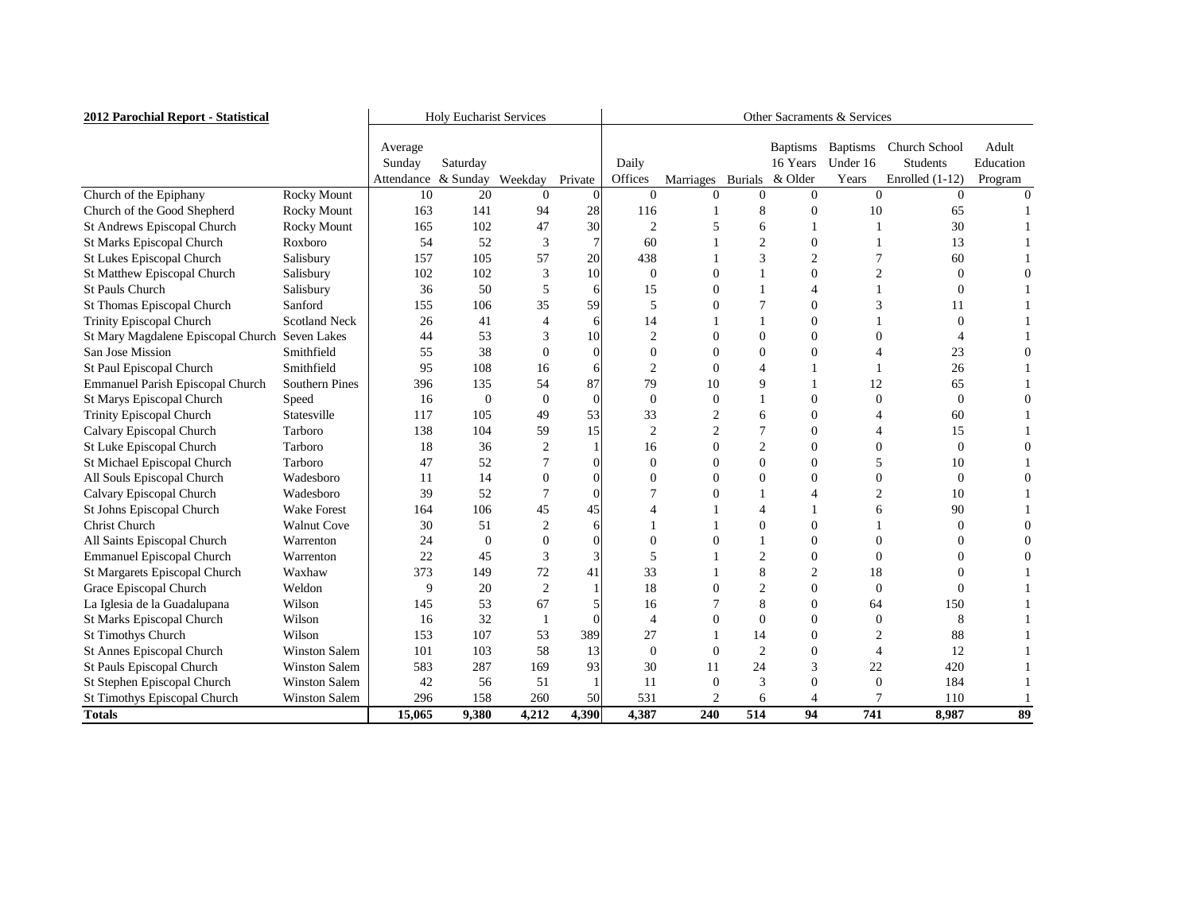| 2012 Parochial Report - Statistical | | Holy Eucharist Services | | | | Other Sacraments & Services | | | | | | |
|---|---|---|---|---|---|---|---|---|---|---|---|---|
| | | Average Sunday Attendance | Saturday & Sunday | Weekday | Private | Daily Offices | Marriages | Burials | Baptisms 16 Years & Older | Baptisms Under 16 Years | Church School Students Enrolled (1-12) | Adult Education Program |
| Church of the Epiphany | Rocky Mount | 10 | 20 | 0 | 0 | 0 | 0 | 0 | 0 | 0 | 0 | 0 |
| Church of the Good Shepherd | Rocky Mount | 163 | 141 | 94 | 28 | 116 | 1 | 8 | 0 | 10 | 65 | 1 |
| St Andrews Episcopal Church | Rocky Mount | 165 | 102 | 47 | 30 | 2 | 5 | 6 | 1 | 1 | 30 | 1 |
| St Marks Episcopal Church | Roxboro | 54 | 52 | 3 | 7 | 60 | 1 | 2 | 0 | 1 | 13 | 1 |
| St Lukes Episcopal Church | Salisbury | 157 | 105 | 57 | 20 | 438 | 1 | 3 | 2 | 7 | 60 | 1 |
| St Matthew Episcopal Church | Salisbury | 102 | 102 | 3 | 10 | 0 | 0 | 1 | 0 | 2 | 0 | 0 |
| St Pauls Church | Salisbury | 36 | 50 | 5 | 6 | 15 | 0 | 1 | 4 | 1 | 0 | 1 |
| St Thomas Episcopal Church | Sanford | 155 | 106 | 35 | 59 | 5 | 0 | 7 | 0 | 3 | 11 | 1 |
| Trinity Episcopal Church | Scotland Neck | 26 | 41 | 4 | 6 | 14 | 1 | 1 | 0 | 1 | 0 | 1 |
| St Mary Magdalene Episcopal Church | Seven Lakes | 44 | 53 | 3 | 10 | 2 | 0 | 0 | 0 | 0 | 4 | 1 |
| San Jose Mission | Smithfield | 55 | 38 | 0 | 0 | 0 | 0 | 0 | 0 | 4 | 23 | 0 |
| St Paul Episcopal Church | Smithfield | 95 | 108 | 16 | 6 | 2 | 0 | 4 | 1 | 1 | 26 | 1 |
| Emmanuel Parish Episcopal Church | Southern Pines | 396 | 135 | 54 | 87 | 79 | 10 | 9 | 1 | 12 | 65 | 1 |
| St Marys Episcopal Church | Speed | 16 | 0 | 0 | 0 | 0 | 0 | 1 | 0 | 0 | 0 | 0 |
| Trinity Episcopal Church | Statesville | 117 | 105 | 49 | 53 | 33 | 2 | 6 | 0 | 4 | 60 | 1 |
| Calvary Episcopal Church | Tarboro | 138 | 104 | 59 | 15 | 2 | 2 | 7 | 0 | 4 | 15 | 1 |
| St Luke Episcopal Church | Tarboro | 18 | 36 | 2 | 1 | 16 | 0 | 2 | 0 | 0 | 0 | 0 |
| St Michael Episcopal Church | Tarboro | 47 | 52 | 7 | 0 | 0 | 0 | 0 | 0 | 5 | 10 | 1 |
| All Souls Episcopal Church | Wadesboro | 11 | 14 | 0 | 0 | 0 | 0 | 0 | 0 | 0 | 0 | 0 |
| Calvary Episcopal Church | Wadesboro | 39 | 52 | 7 | 0 | 7 | 0 | 1 | 4 | 2 | 10 | 1 |
| St Johns Episcopal Church | Wake Forest | 164 | 106 | 45 | 45 | 4 | 1 | 4 | 1 | 6 | 90 | 1 |
| Christ Church | Walnut Cove | 30 | 51 | 2 | 6 | 1 | 1 | 0 | 0 | 1 | 0 | 0 |
| All Saints Episcopal Church | Warrenton | 24 | 0 | 0 | 0 | 0 | 0 | 1 | 0 | 0 | 0 | 0 |
| Emmanuel Episcopal Church | Warrenton | 22 | 45 | 3 | 3 | 5 | 1 | 2 | 0 | 0 | 0 | 0 |
| St Margarets Episcopal Church | Waxhaw | 373 | 149 | 72 | 41 | 33 | 1 | 8 | 2 | 18 | 0 | 1 |
| Grace Episcopal Church | Weldon | 9 | 20 | 2 | 1 | 18 | 0 | 2 | 0 | 0 | 0 | 1 |
| La Iglesia de la Guadalupana | Wilson | 145 | 53 | 67 | 5 | 16 | 7 | 8 | 0 | 64 | 150 | 1 |
| St Marks Episcopal Church | Wilson | 16 | 32 | 1 | 0 | 4 | 0 | 0 | 0 | 0 | 8 | 1 |
| St Timothys Church | Wilson | 153 | 107 | 53 | 389 | 27 | 1 | 14 | 0 | 2 | 88 | 1 |
| St Annes Episcopal Church | Winston Salem | 101 | 103 | 58 | 13 | 0 | 0 | 2 | 0 | 4 | 12 | 1 |
| St Pauls Episcopal Church | Winston Salem | 583 | 287 | 169 | 93 | 30 | 11 | 24 | 3 | 22 | 420 | 1 |
| St Stephen Episcopal Church | Winston Salem | 42 | 56 | 51 | 1 | 11 | 0 | 3 | 0 | 0 | 184 | 1 |
| St Timothys Episcopal Church | Winston Salem | 296 | 158 | 260 | 50 | 531 | 2 | 6 | 4 | 7 | 110 | 1 |
| **Totals** | | **15,065** | **9,380** | **4,212** | **4,390** | **4,387** | **240** | **514** | **94** | **741** | **8,987** | **89** |